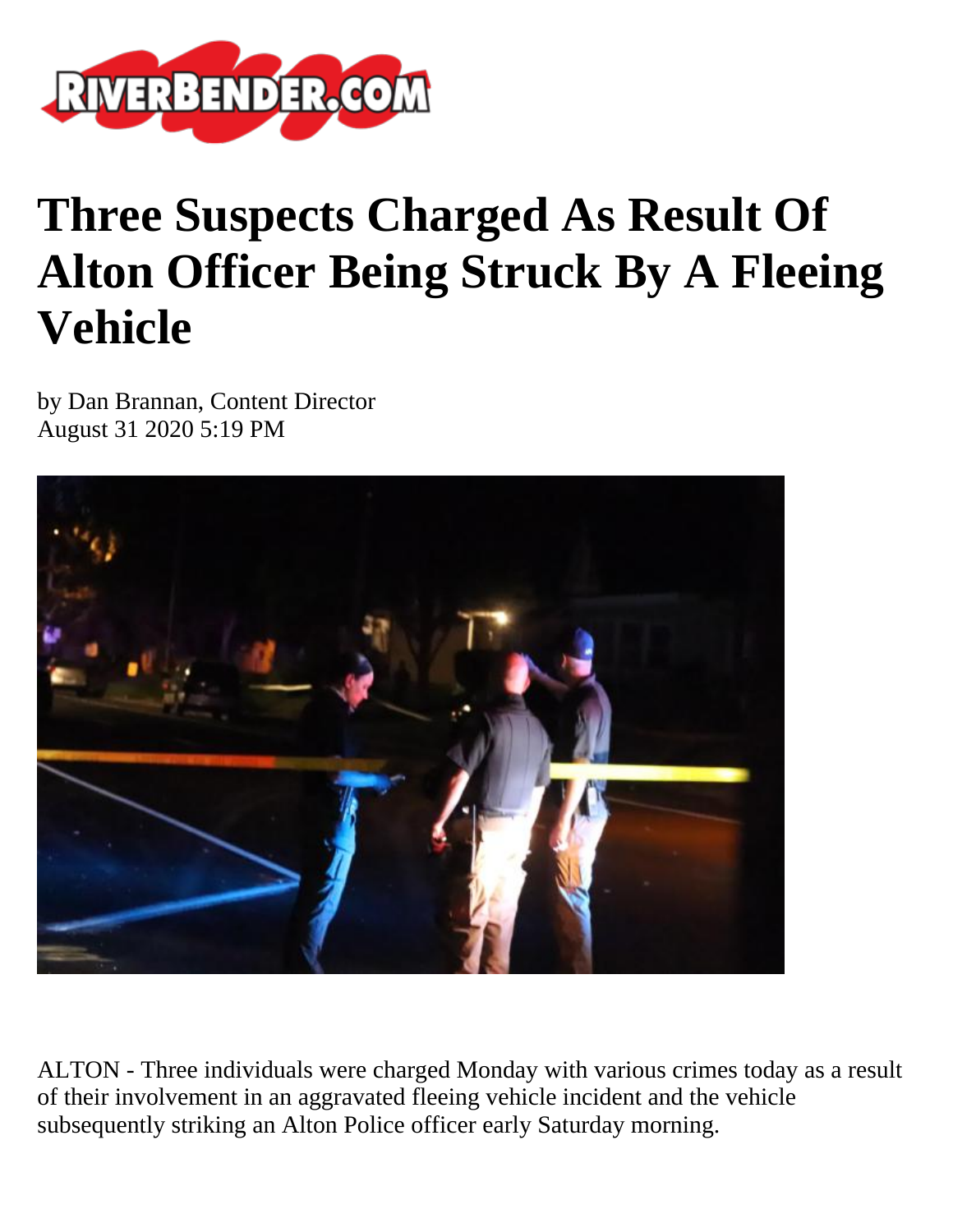# Three Suspects Charged As Result Of Alton Officer Being Struck By A Fleeing Vehicle

by Dan Brannan, Content Director
August 31 2020 5:19 PM

ALTON - Three individuals were charged Monday with various crimes today as a result of their involvement in an aggravated fleeing vehicle incident and the vehicle subsequently striking an Alton Police officer early Saturday morning.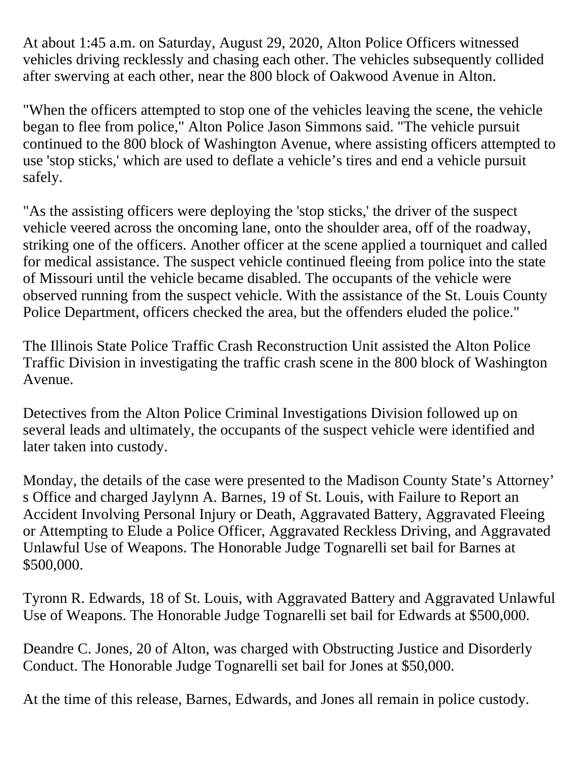At about 1:45 a.m. on Saturday, August 29, 2020, Alton Police Officers witnessed vehicles driving recklessly and chasing each other. The vehicles subsequently collided after swerving at each other, near the 800 block of Oakwood Avenue in Alton.

"When the officers attempted to stop one of the vehicles leaving the scene, the vehicle began to flee from police," Alton Police Jason Simmons said. "The vehicle pursuit continued to the 800 block of Washington Avenue, where assisting officers attempted to use 'stop sticks,' which are used to deflate a vehicle's tires and end a vehicle pursuit safely.

"As the assisting officers were deploying the 'stop sticks,' the driver of the suspect vehicle veered across the oncoming lane, onto the shoulder area, off of the roadway, striking one of the officers. Another officer at the scene applied a tourniquet and called for medical assistance. The suspect vehicle continued fleeing from police into the state of Missouri until the vehicle became disabled. The occupants of the vehicle were observed running from the suspect vehicle. With the assistance of the St. Louis County Police Department, officers checked the area, but the offenders eluded the police."

The Illinois State Police Traffic Crash Reconstruction Unit assisted the Alton Police Traffic Division in investigating the traffic crash scene in the 800 block of Washington Avenue.

Detectives from the Alton Police Criminal Investigations Division followed up on several leads and ultimately, the occupants of the suspect vehicle were identified and later taken into custody.

Monday, the details of the case were presented to the Madison County State's Attorney's Office and charged Jaylynn A. Barnes, 19 of St. Louis, with Failure to Report an Accident Involving Personal Injury or Death, Aggravated Battery, Aggravated Fleeing or Attempting to Elude a Police Officer, Aggravated Reckless Driving, and Aggravated Unlawful Use of Weapons. The Honorable Judge Tognarelli set bail for Barnes at $500,000.

Tyronn R. Edwards, 18 of St. Louis, with Aggravated Battery and Aggravated Unlawful Use of Weapons. The Honorable Judge Tognarelli set bail for Edwards at $500,000.

Deandre C. Jones, 20 of Alton, was charged with Obstructing Justice and Disorderly Conduct. The Honorable Judge Tognarelli set bail for Jones at $50,000.

At the time of this release, Barnes, Edwards, and Jones all remain in police custody.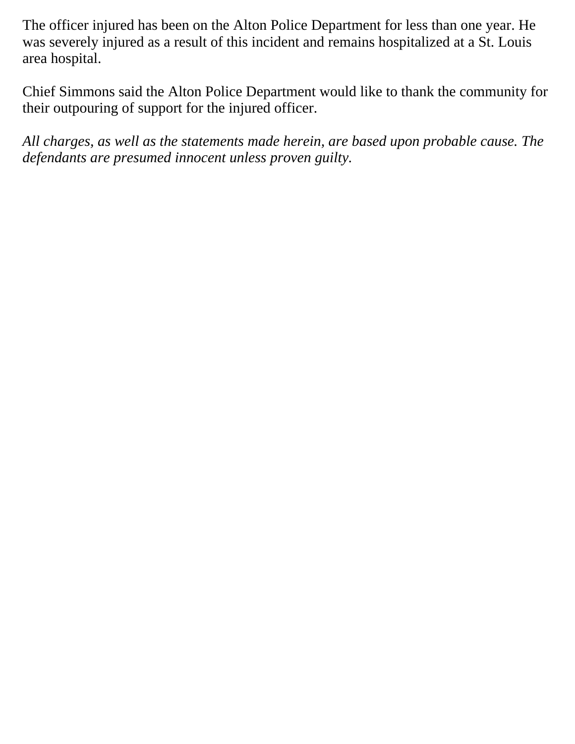The officer injured has been on the Alton Police Department for less than one year. He was severely injured as a result of this incident and remains hospitalized at a St. Louis area hospital.

Chief Simmons said the Alton Police Department would like to thank the community for their outpouring of support for the injured officer.

*All charges, as well as the statements made herein, are based upon probable cause. The defendants are presumed innocent unless proven guilty.*